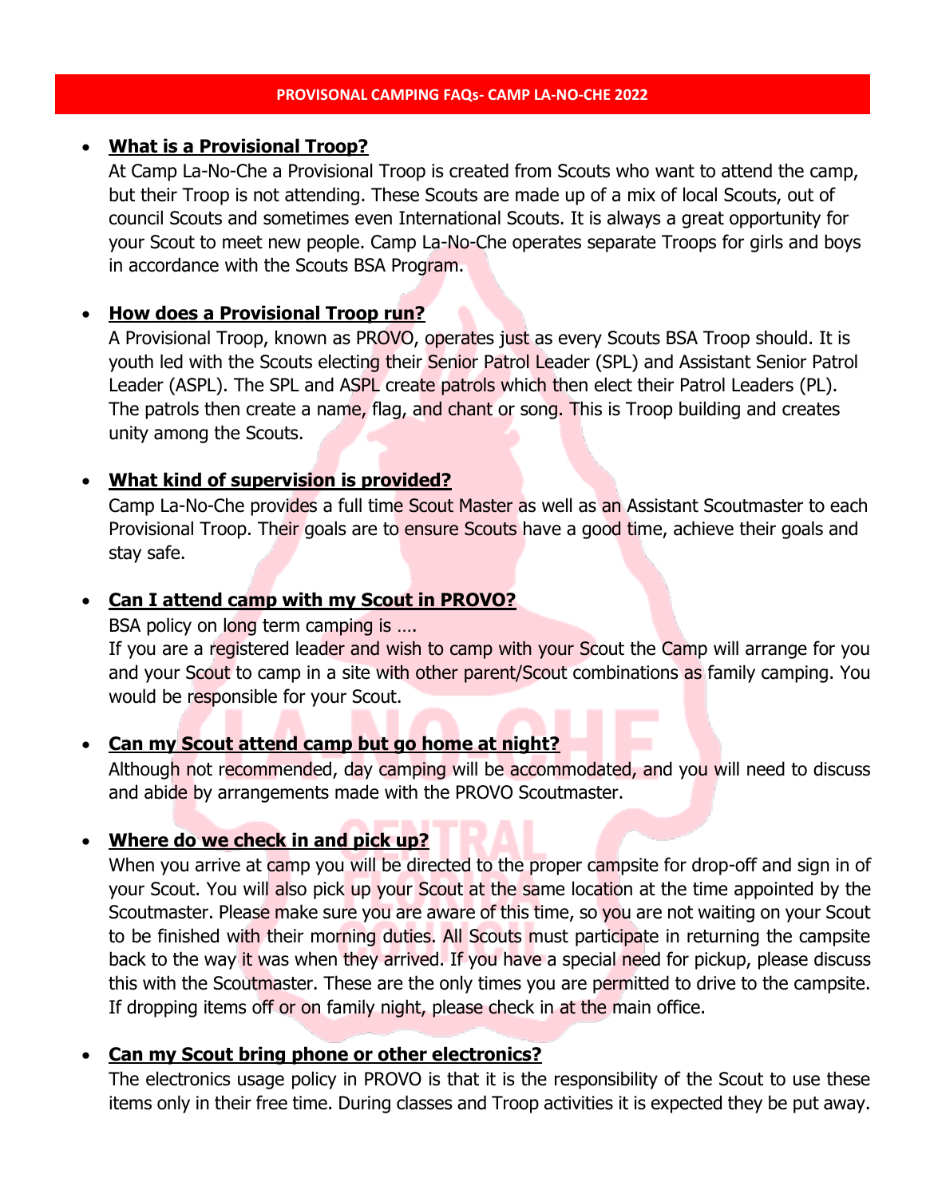# PROVISONAL CAMPING FAQs- CAMP LA-NO-CHE 2022

- **What is a Provisional Troop?**

  At Camp La-No-Che a Provisional Troop is created from Scouts who want to attend the camp, but their Troop is not attending. These Scouts are made up of a mix of local Scouts, out of council Scouts and sometimes even International Scouts. It is always a great opportunity for your Scout to meet new people. Camp La-No-Che operates separate Troops for girls and boys in accordance with the Scouts BSA Program.

- **How does a Provisional Troop run?**

  A Provisional Troop, known as PROVO, operates just as every Scouts BSA Troop should. It is youth led with the Scouts electing their Senior Patrol Leader (SPL) and Assistant Senior Patrol Leader (ASPL). The SPL and ASPL create patrols which then elect their Patrol Leaders (PL). The patrols then create a name, flag, and chant or song. This is Troop building and creates unity among the Scouts.

- **What kind of supervision is provided?**

  Camp La-No-Che provides a full time Scout Master as well as an Assistant Scoutmaster to each Provisional Troop. Their goals are to ensure Scouts have a good time, achieve their goals and stay safe.

- **Can I attend camp with my Scout in PROVO?**

  BSA policy on long term camping is ….

  If you are a registered leader and wish to camp with your Scout the Camp will arrange for you and your Scout to camp in a site with other parent/Scout combinations as family camping. You would be responsible for your Scout.

- **Can my Scout attend camp but go home at night?**

  Although not recommended, day camping will be accommodated, and you will need to discuss and abide by arrangements made with the PROVO Scoutmaster.

- **Where do we check in and pick up?**

  When you arrive at camp you will be directed to the proper campsite for drop-off and sign in of your Scout. You will also pick up your Scout at the same location at the time appointed by the Scoutmaster. Please make sure you are aware of this time, so you are not waiting on your Scout to be finished with their morning duties. All Scouts must participate in returning the campsite back to the way it was when they arrived. If you have a special need for pickup, please discuss this with the Scoutmaster. These are the only times you are permitted to drive to the campsite. If dropping items off or on family night, please check in at the main office.

- **Can my Scout bring phone or other electronics?**

  The electronics usage policy in PROVO is that it is the responsibility of the Scout to use these items only in their free time. During classes and Troop activities it is expected they be put away.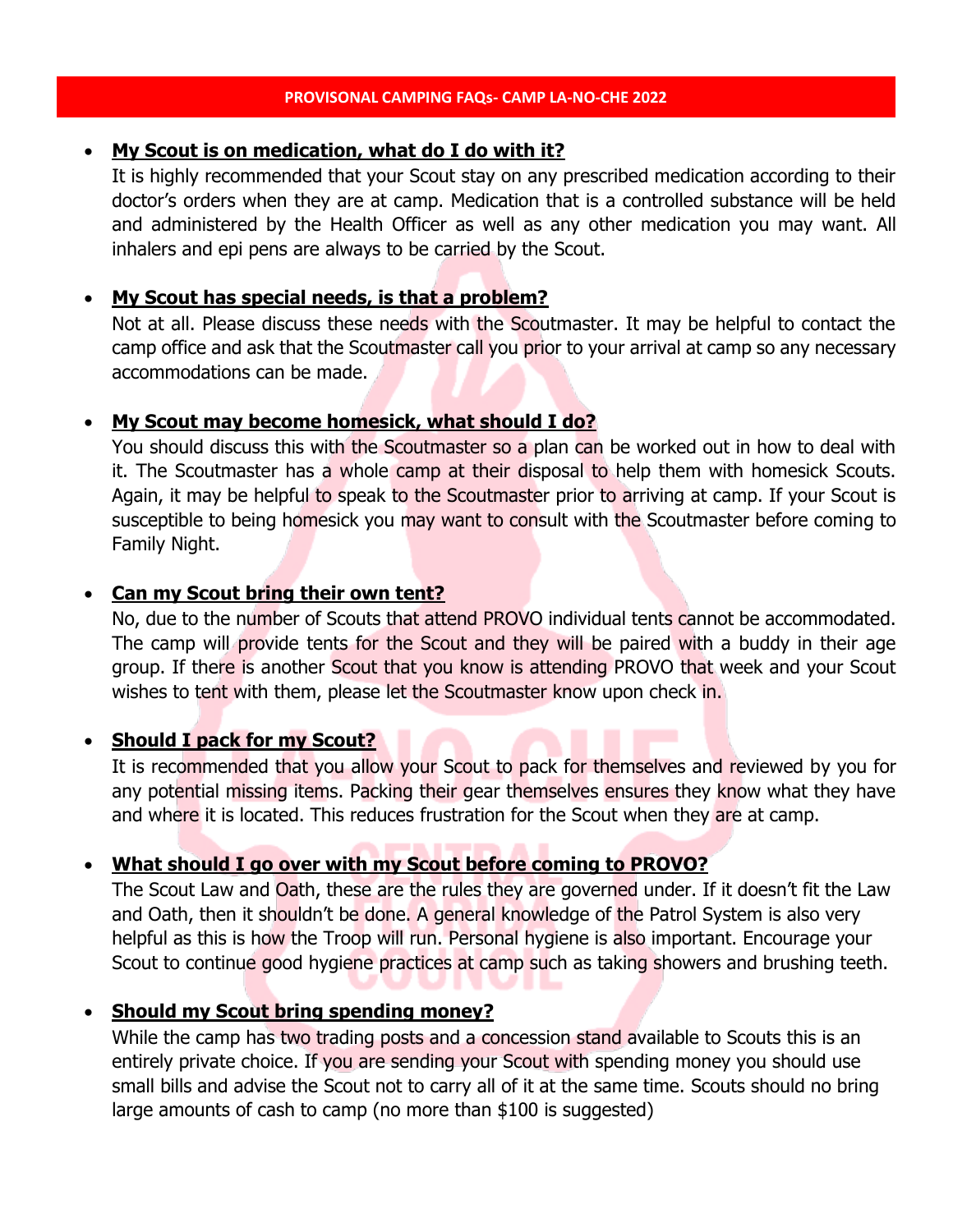## PROVISONAL CAMPING FAQs- CAMP LA-NO-CHE 2022

- **My Scout is on medication, what do I do with it?**
  It is highly recommended that your Scout stay on any prescribed medication according to their doctor's orders when they are at camp. Medication that is a controlled substance will be held and administered by the Health Officer as well as any other medication you may want. All inhalers and epi pens are always to be carried by the Scout.

- **My Scout has special needs, is that a problem?**
  Not at all. Please discuss these needs with the Scoutmaster. It may be helpful to contact the camp office and ask that the Scoutmaster call you prior to your arrival at camp so any necessary accommodations can be made.

- **My Scout may become homesick, what should I do?**
  You should discuss this with the Scoutmaster so a plan can be worked out in how to deal with it. The Scoutmaster has a whole camp at their disposal to help them with homesick Scouts. Again, it may be helpful to speak to the Scoutmaster prior to arriving at camp. If your Scout is susceptible to being homesick you may want to consult with the Scoutmaster before coming to Family Night.

- **Can my Scout bring their own tent?**
  No, due to the number of Scouts that attend PROVO individual tents cannot be accommodated. The camp will provide tents for the Scout and they will be paired with a buddy in their age group. If there is another Scout that you know is attending PROVO that week and your Scout wishes to tent with them, please let the Scoutmaster know upon check in.

- **Should I pack for my Scout?**
  It is recommended that you allow your Scout to pack for themselves and reviewed by you for any potential missing items. Packing their gear themselves ensures they know what they have and where it is located. This reduces frustration for the Scout when they are at camp.

- **What should I go over with my Scout before coming to PROVO?**
  The Scout Law and Oath, these are the rules they are governed under. If it doesn't fit the Law and Oath, then it shouldn't be done. A general knowledge of the Patrol System is also very helpful as this is how the Troop will run. Personal hygiene is also important. Encourage your Scout to continue good hygiene practices at camp such as taking showers and brushing teeth.

- **Should my Scout bring spending money?**
  While the camp has two trading posts and a concession stand available to Scouts this is an entirely private choice. If you are sending your Scout with spending money you should use small bills and advise the Scout not to carry all of it at the same time. Scouts should no bring large amounts of cash to camp (no more than $100 is suggested)